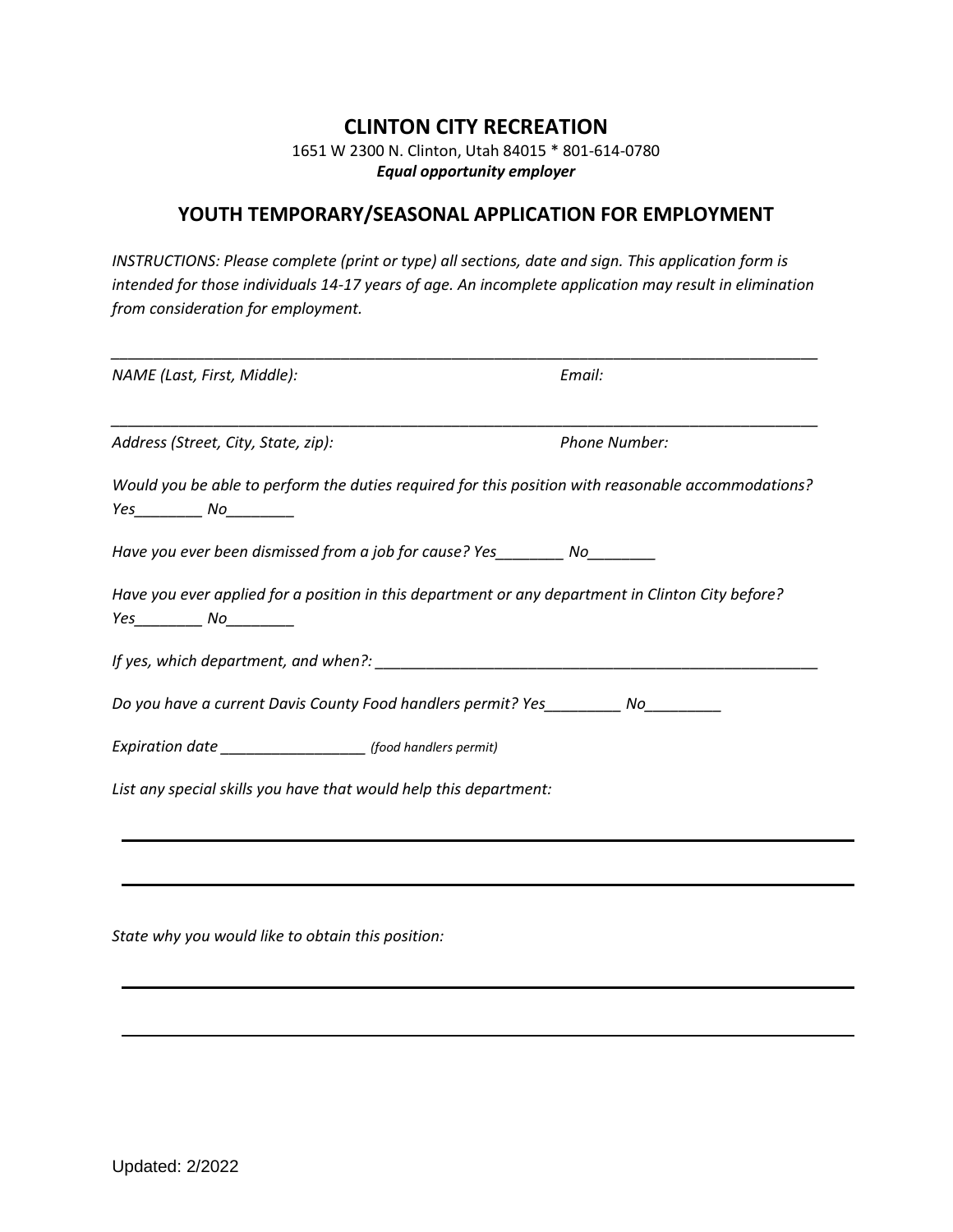# CLINTON CITY RECREATION

1651 W 2300 N. Clinton, Utah 84015 * 801-614-0780

***Equal opportunity employer***

## YOUTH TEMPORARY/SEASONAL APPLICATION FOR EMPLOYMENT

*INSTRUCTIONS: Please complete (print or type) all sections, date and sign. This application form is intended for those individuals 14-17 years of age. An incomplete application may result in elimination from consideration for employment.*

_______________________________________________________________________________________

*NAME (Last, First, Middle):* *Email:*

_______________________________________________________________________________________

*Address (Street, City, State, zip):* *Phone Number:*

*Would you be able to perform the duties required for this position with reasonable accommodations?*
*Yes________ No________*

*Have you ever been dismissed from a job for cause? Yes________ No________*

*Have you ever applied for a position in this department or any department in Clinton City before?*
*Yes________ No________*

*If yes, which department, and when?:* _______________________________________________________

*Do you have a current Davis County Food handlers permit? Yes_________ No_________*

*Expiration date* _________________ *(food handlers permit)*

*List any special skills you have that would help this department:*

_______________________________________________________________________________________

_______________________________________________________________________________________

*State why you would like to obtain this position:*

_______________________________________________________________________________________

_______________________________________________________________________________________

Updated: 2/2022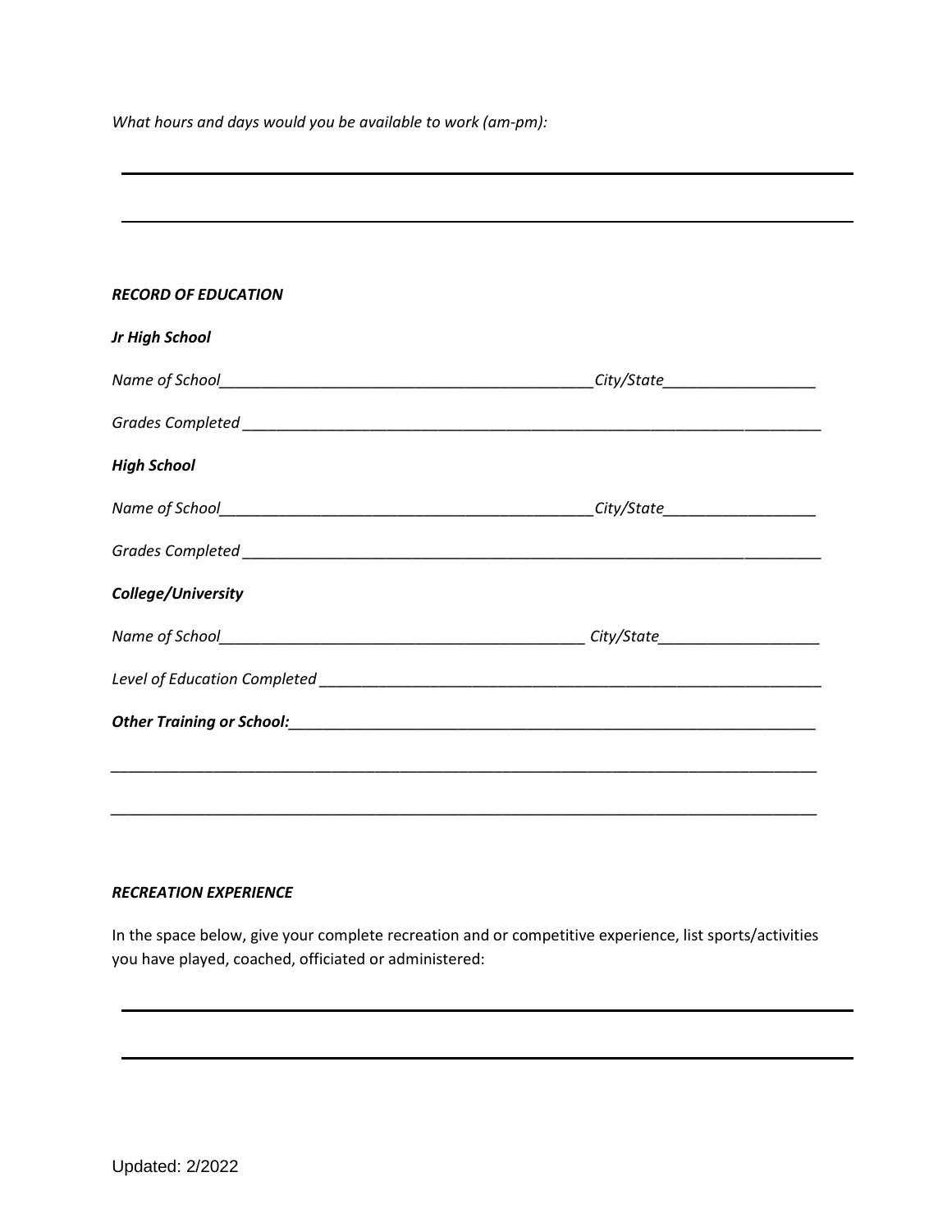*What hours and days would you be available to work (am-pm):*

______________________________________________________________________________

______________________________________________________________________________

***RECORD OF EDUCATION***

***Jr High School***

*Name of School*_____________________________________________*City/State*__________________

*Grades Completed* ______________________________________________________________________

***High School***

*Name of School*_____________________________________________*City/State*__________________

*Grades Completed* ______________________________________________________________________

***College/University***

*Name of School*_____________________________________________ *City/State*___________________

*Level of Education Completed* ____________________________________________________________

***Other Training or School:***_________________________________________________________________

_____________________________________________________________________________________

_____________________________________________________________________________________

***RECREATION EXPERIENCE***

In the space below, give your complete recreation and or competitive experience, list sports/activities you have played, coached, officiated or administered:

______________________________________________________________________________

______________________________________________________________________________

Updated: 2/2022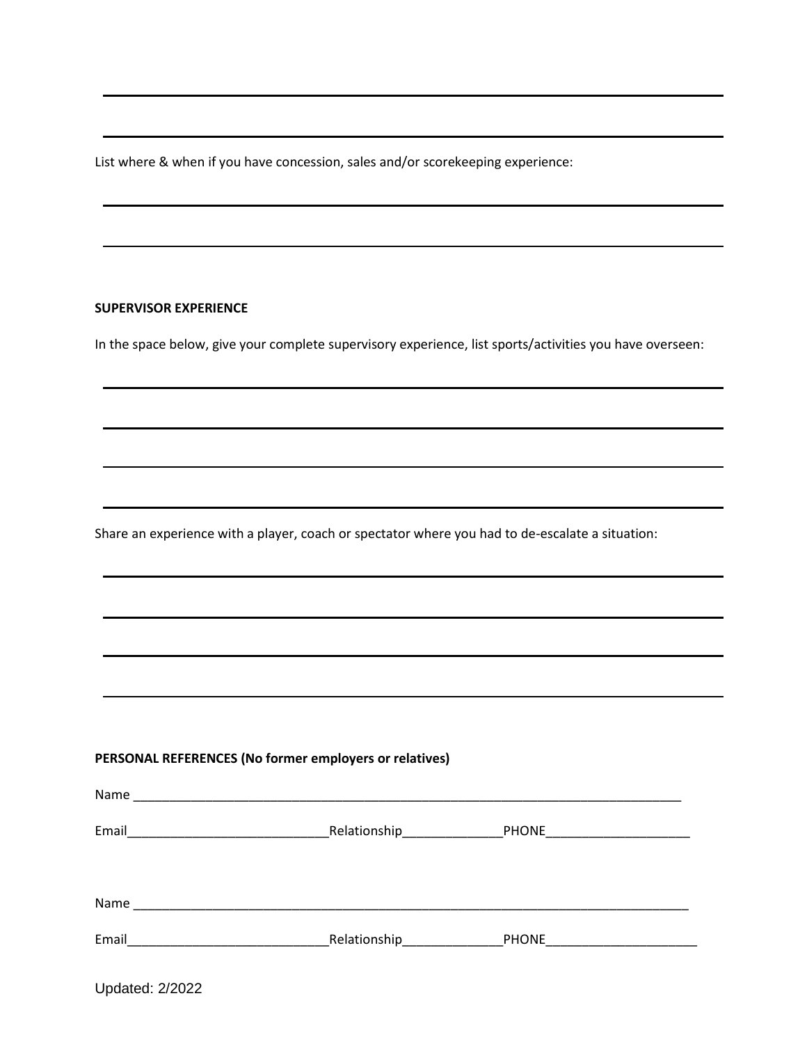List where & when if you have concession, sales and/or scorekeeping experience:

**SUPERVISOR EXPERIENCE**

In the space below, give your complete supervisory experience, list sports/activities you have overseen:

Share an experience with a player, coach or spectator where you had to de-escalate a situation:

**PERSONAL REFERENCES (No former employers or relatives)**

Name ________________________________________________________________________________

Email____________________________Relationship______________PHONE____________________

Name ________________________________________________________________________________

Email____________________________Relationship______________PHONE_____________________

Updated: 2/2022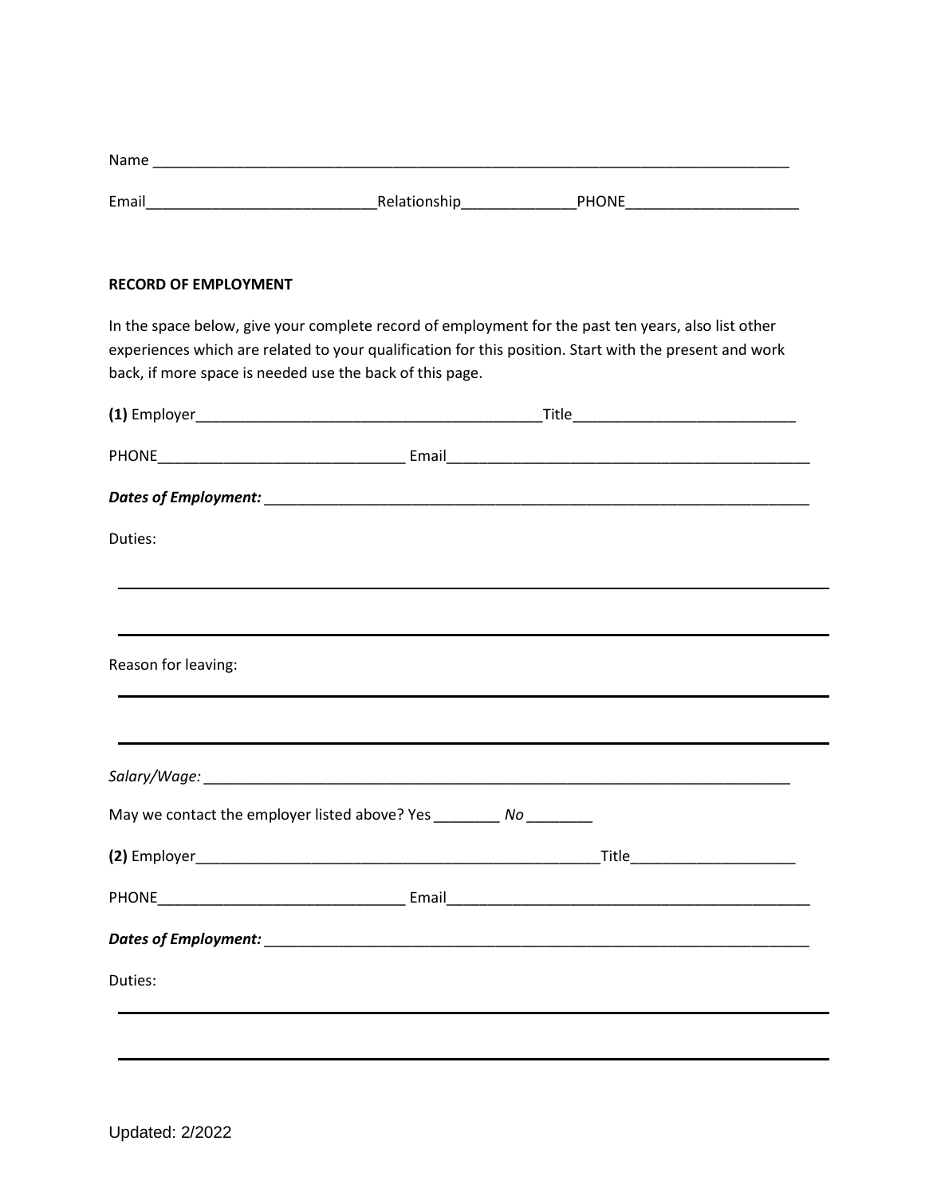Name ______________________________________________________________________________

Email____________________________Relationship______________PHONE_____________________

**RECORD OF EMPLOYMENT**

In the space below, give your complete record of employment for the past ten years, also list other experiences which are related to your qualification for this position. Start with the present and work back, if more space is needed use the back of this page.

**(1)** Employer___________________________________________Title___________________________

PHONE______________________________ Email_____________________________________________

***Dates of Employment:*** ____________________________________________________________________

Duties:

_______________________________________________________________________________________

_______________________________________________________________________________________

Reason for leaving:

_______________________________________________________________________________________

_______________________________________________________________________________________

*Salary/Wage:* ___________________________________________________________________________

May we contact the employer listed above? Yes ________ *No* ________

**(2)** Employer____________________________________________________Title____________________

PHONE______________________________ Email_____________________________________________

***Dates of Employment:*** ____________________________________________________________________

Duties:

_______________________________________________________________________________________

_______________________________________________________________________________________

Updated: 2/2022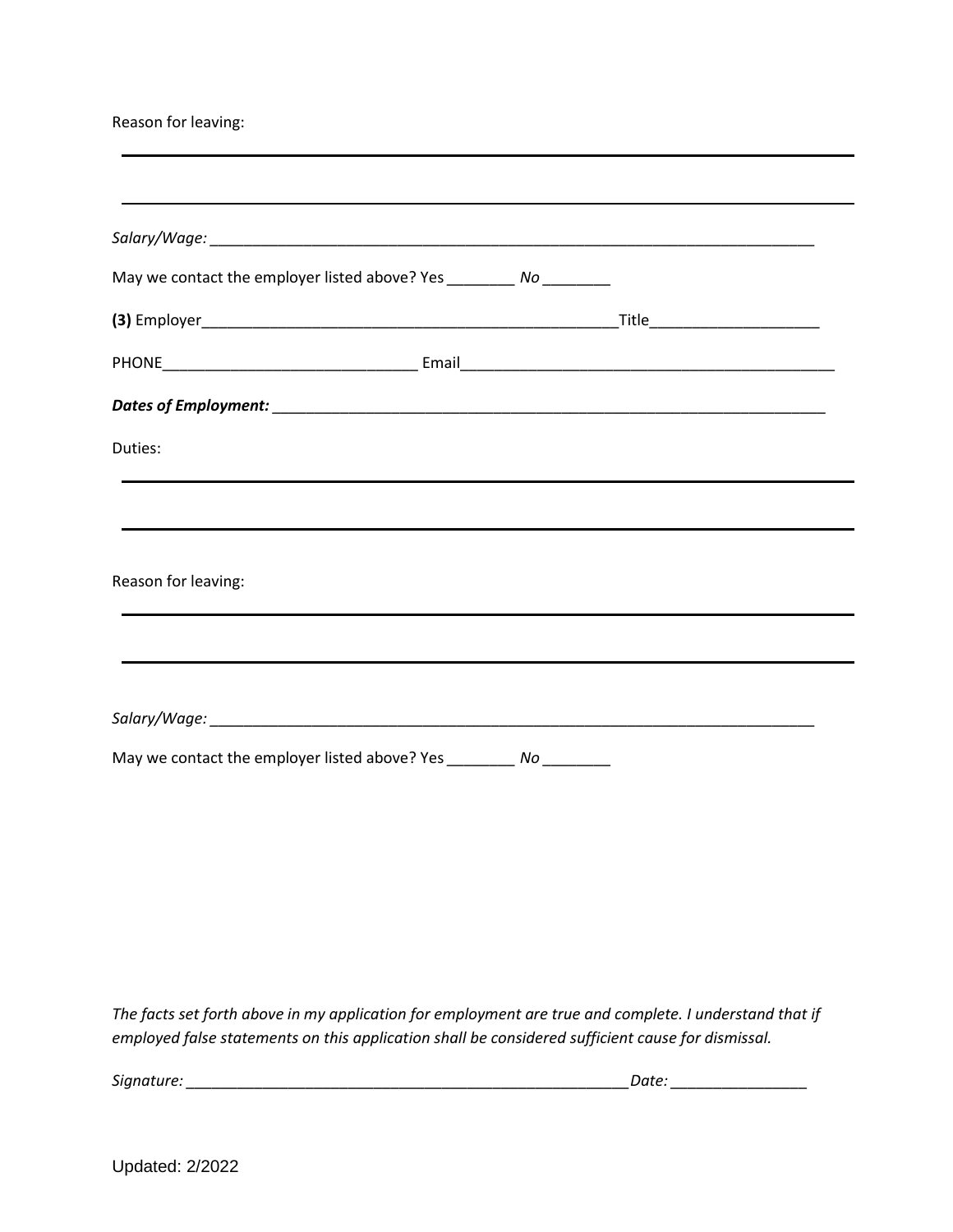Reason for leaving:

______________________________________________________________________

______________________________________________________________________

*Salary/Wage:* ___________________________________________________________

May we contact the employer listed above? Yes ________ *No* ________

**(3)** Employer_______________________________________________Title___________________

PHONE_____________________________ Email_________________________________________

***Dates of Employment:*** ____________________________________________________

Duties:

______________________________________________________________________

______________________________________________________________________

Reason for leaving:

______________________________________________________________________

______________________________________________________________________

*Salary/Wage:* ___________________________________________________________

May we contact the employer listed above? Yes ________ *No* ________

*The facts set forth above in my application for employment are true and complete. I understand that if employed false statements on this application shall be considered sufficient cause for dismissal.*

*Signature:* ___________________________________________________*Date:* ________________

Updated: 2/2022